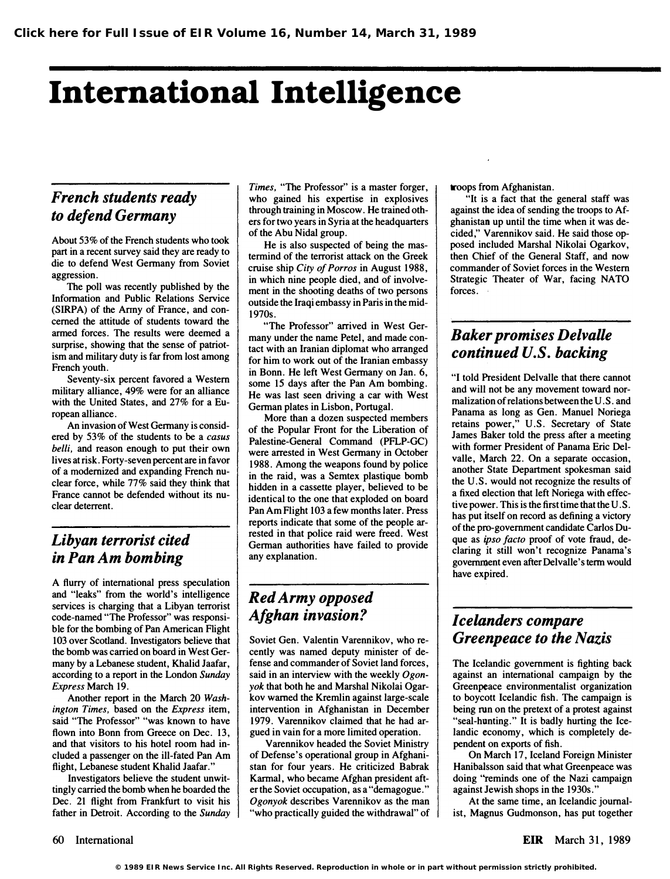# International Intelligence

## *French students ready to defend Germany*

About 53% of the French students who took part in a recent survey said they are ready to die to defend West Germany from Soviet aggression.

The poll was recently published by the Information and Public Relations Service (SIRPA) of the Army of France, and concerned the attitude of students toward the armed forces. The results were deemed a surprise, showing that the sense of patriotism and military duty is far from lost among French youth.

Seventy-six percent favored a Western military alliance, 49% were for an alliance with the United States, and 27% for a European alliance.

An invasion of West Germany is considered by 53% of the students to be a *casus belli*, and reason enough to put their own lives at risk. Forty-seven percent are in favor of a modernized and expanding French nuclear force, while 77% said they think that France cannot be defended without its nuclear deterrent.

## *Libyan terrorist cited in Pan Am bombing*

A flurry of international press speculation and "leaks" from the world's intelligence services is charging that a Libyan terrorist code-named "The Professor" was responsible for the bombing of Pan American Flight 103 over Scotland. Investigators believe that the bomb was carried on board in West Germany by a Lebanese student, Khalid Jaafar, according to a report in the London *Sunday Express* March 19.

Another report in the March 20 *Washington Times*, based on the *Express* item, said "The Professor" "was known to have flown into Bonn from Greece on Dec. 13, and that visitors to his hotel room had included a passenger on the ill-fated Pan Am flight, Lebanese student Khalid Jaafar."

Investigators believe the student unwittingly carried the bomb when he boarded the Dec. 21 flight from Frankfurt to visit his father in Detroit. According to the *Sunday Times*, "The Professor" is a master forger, who gained his expertise in explosives through training in Moscow. He trained others for two years in Syria at the headquarters of the Abu Nidal group.

He is also suspected of being the mastermind of the terrorist attack on the Greek cruise ship *City of Porros* in August 1988, in which nine people died, and of involvement in the shooting deaths of two persons outside the Iraqi embassy in Paris in the mid-1970s.

"The Professor" arrived in West Germany under the name Petel, and made contact with an Iranian diplomat who arranged for him to work out of the Iranian embassy in Bonn. He left West Germany on Jan. 6, some 15 days after the Pan Am bombing. He was last seen driving a car with West German plates in Lisbon, Portugal.

More than a dozen suspected members of the Popular Front for the Liberation of Palestine-General Command (PFLP-GC) were arrested in West Germany in October 1988. Among the weapons found by police in the raid, was a Semtex plastique bomb hidden in a cassette player, believed to be identical to the one that exploded on board Pan Am Flight 103 a few months later. Press reports indicate that some of the people arrested in that police raid were freed. West German authorities have failed to provide any explanation.

## *Red Army opposed Afghan invasion?*

Soviet Gen. Valentin Varennikov, who recently was named deputy minister of defense and commander of Soviet land forces, said in an interview with the weekly *Ogonyok* that both he and Marshal Nikolai Ogarkov warned the Kremlin against large-scale intervention in Afghanistan in December 1979. Varennikov claimed that he had argued in vain for a more limited operation.

Varennikov headed the Soviet Ministry of Defense's operational group in Afghanistan for four years. He criticized Babrak Karmal, who became Afghan president after the Soviet occupation, as a "demagogue." *Ogonyok* describes Varennikov as the man "who practically guided the withdrawal" of troops from Afghanistan.

"It is a fact that the general staff was against the idea of sending the troops to Afghanistan up until the time when it was decided," Varennikov said. He said those opposed included Marshal Nikolai Ogarkov, then Chief of the General Staff, and now commander of Soviet forces in the Western Strategic Theater of War, facing NATO forces.

## *Baker promises Delvalle continued U.S. backing*

"I told President Delvalle that there cannot and will not be any movement toward normalization of relations between the U.S. and Panama as long as Gen. Manuel Noriega retains power," U.S. Secretary of State James Baker told the press after a meeting with former President of Panama Eric Delvalle, March 22. On a separate occasion, another State Department spokesman said the U.S. would not recognize the results of a fixed election that left Noriega with effective power. This is the first time that the U.S. has put itself on record as defining a victory of the pro-government candidate Carlos Duque as *ipso facto* proof of vote fraud, declaring it still won't recognize Panama's government even after Delvalle's term would have expired.

## *Icelanders compare Greenpeace to the Nazis*

The Icelandic government is fighting back against an international campaign by the Greenpeace environmentalist organization to boycott Icelandic fish. The campaign is being run on the pretext of a protest against "seal-hunting." It is badly hurting the Icelandic economy, which is completely dependent on exports of fish.

On March 17, Iceland Foreign Minister Hanibalsson said that what Greenpeace was doing "reminds one of the Nazi campaign against Jewish shops in the 1930s."

At the same time, an Icelandic journalist, Magnus Gudmonson, has put together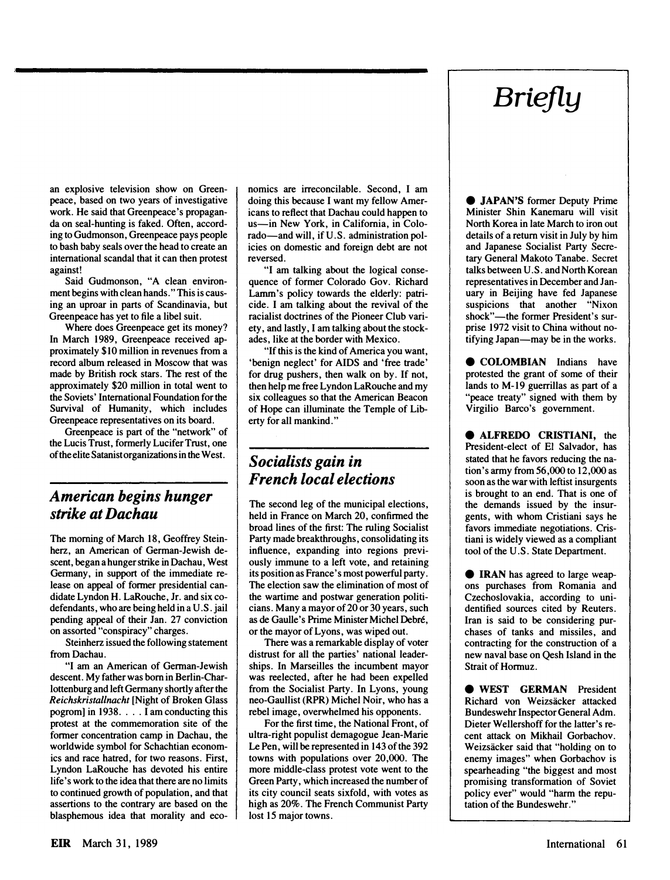an explosive television show on Greenpeace, based on two years of investigative work. He said that Greenpeace's propaganda on seal-hunting is faked. Often, according to Gudmonson, Greenpeace pays people to bash baby seals over the head to create an international scandal that it can then protest against!

Said Gudmonson, "A clean environment begins with clean hands." This is causing an uproar in parts of Scandinavia, but Greenpeace has yet to file a libel suit.

Where does Greenpeace get its money? In March 1989, Greenpeace received approximately $10 million in revenues from a record album released in Moscow that was made by British rock stars. The rest of the approximately $20 million in total went to the Soviets' International Foundation for the Survival of Humanity, which includes Greenpeace representatives on its board.

Greenpeace is part of the "network" of the Lucis Trust, formerly Lucifer Trust, one of the elite Satanist organizations in the West.

## American begins hunger strike at Dachau

The morning of March 18, Geoffrey Steinherz, an American of German-Jewish descent, began a hunger strike in Dachau, West Germany, in support of the immediate release on appeal of former presidential candidate Lyndon H. LaRouche, Jr. and six codefendants, who are being held in a U.S. jail pending appeal of their Jan. 27 conviction on assorted "conspiracy" charges.

Steinherz issued the following statement from Dachau.

"I am an American of German-Jewish descent. My father was born in Berlin-Charlottenburg and left Germany shortly after the *Reichskristallnacht* [Night of Broken Glass pogrom] in 1938. . . . I am conducting this protest at the commemoration site of the former concentration camp in Dachau, the worldwide symbol for Schachtian economics and race hatred, for two reasons. First, Lyndon LaRouche has devoted his entire life's work to the idea that there are no limits to continued growth of population, and that assertions to the contrary are based on the blasphemous idea that morality and economics are irreconcilable. Second, I am doing this because I want my fellow Americans to reflect that Dachau could happen to us—in New York, in California, in Colorado—and will, if U.S. administration policies on domestic and foreign debt are not reversed.

"I am talking about the logical consequence of former Colorado Gov. Richard Lamm's policy towards the elderly: patricide. I am talking about the revival of the racialist doctrines of the Pioneer Club variety, and lastly, I am talking about the stockades, like at the border with Mexico.

"If this is the kind of America you want, 'benign neglect' for AIDS and 'free trade' for drug pushers, then walk on by. If not, then help me free Lyndon LaRouche and my six colleagues so that the American Beacon of Hope can illuminate the Temple of Liberty for all mankind."

## Socialists gain in French local elections

The second leg of the municipal elections, held in France on March 20, confirmed the broad lines of the first: The ruling Socialist Party made breakthroughs, consolidating its influence, expanding into regions previously immune to a left vote, and retaining its position as France's most powerful party. The election saw the elimination of most of the wartime and postwar generation politicians. Many a mayor of 20 or 30 years, such as de Gaulle's Prime Minister Michel Debré, or the mayor of Lyons, was wiped out.

There was a remarkable display of voter distrust for all the parties' national leaderships. In Marseilles the incumbent mayor was reelected, after he had been expelled from the Socialist Party. In Lyons, young neo-Gaullist (RPR) Michel Noir, who has a rebel image, overwhelmed his opponents.

For the first time, the National Front, of ultra-right populist demagogue Jean-Marie Le Pen, will be represented in 143 of the 392 towns with populations over 20,000. The more middle-class protest vote went to the Green Party, which increased the number of its city council seats sixfold, with votes as high as 20%. The French Communist Party lost 15 major towns.

# Briefly

- **JAPAN'S** former Deputy Prime Minister Shin Kanemaru will visit North Korea in late March to iron out details of a return visit in July by him and Japanese Socialist Party Secretary General Makoto Tanabe. Secret talks between U.S. and North Korean representatives in December and January in Beijing have fed Japanese suspicions that another "Nixon shock"—the former President's surprise 1972 visit to China without notifying Japan—may be in the works.

- **COLOMBIAN** Indians have protested the grant of some of their lands to M-19 guerrillas as part of a "peace treaty" signed with them by Virgilio Barco's government.

- **ALFREDO CRISTIANI,** the President-elect of El Salvador, has stated that he favors reducing the nation's army from 56,000 to 12,000 as soon as the war with leftist insurgents is brought to an end. That is one of the demands issued by the insurgents, with whom Cristiani says he favors immediate negotiations. Cristiani is widely viewed as a compliant tool of the U.S. State Department.

- **IRAN** has agreed to large weapons purchases from Romania and Czechoslovakia, according to unidentified sources cited by Reuters. Iran is said to be considering purchases of tanks and missiles, and contracting for the construction of a new naval base on Qesh Island in the Strait of Hormuz.

- **WEST GERMAN** President Richard von Weizsäcker attacked Bundeswehr Inspector General Adm. Dieter Wellershoff for the latter's recent attack on Mikhail Gorbachov. Weizsäcker said that "holding on to enemy images" when Gorbachov is spearheading "the biggest and most promising transformation of Soviet policy ever" would "harm the reputation of the Bundeswehr."